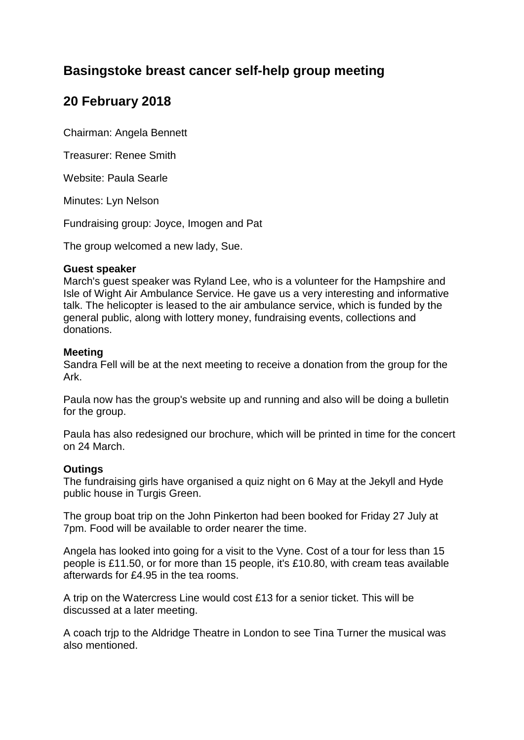# Basingstoke breast cancer self-help group meeting

## 20 February 2018

Chairman: Angela Bennett

Treasurer: Renee Smith

Website: Paula Searle

Minutes: Lyn Nelson

Fundraising group: Joyce, Imogen and Pat

The group welcomed a new lady, Sue.

**Guest speaker**
March's guest speaker was Ryland Lee, who is a volunteer for the Hampshire and Isle of Wight Air Ambulance Service. He gave us a very interesting and informative talk. The helicopter is leased to the air ambulance service, which is funded by the general public, along with lottery money, fundraising events, collections and donations.

**Meeting**
Sandra Fell will be at the next meeting to receive a donation from the group for the Ark.

Paula now has the group's website up and running and also will be doing a bulletin for the group.

Paula has also redesigned our brochure, which will be printed in time for the concert on 24 March.

**Outings**
The fundraising girls have organised a quiz night on 6 May at the Jekyll and Hyde public house in Turgis Green.

The group boat trip on the John Pinkerton had been booked for Friday 27 July at 7pm. Food will be available to order nearer the time.

Angela has looked into going for a visit to the Vyne. Cost of a tour for less than 15 people is £11.50, or for more than 15 people, it's £10.80, with cream teas available afterwards for £4.95 in the tea rooms.

A trip on the Watercress Line would cost £13 for a senior ticket. This will be discussed at a later meeting.

A coach trjp to the Aldridge Theatre in London to see Tina Turner the musical was also mentioned.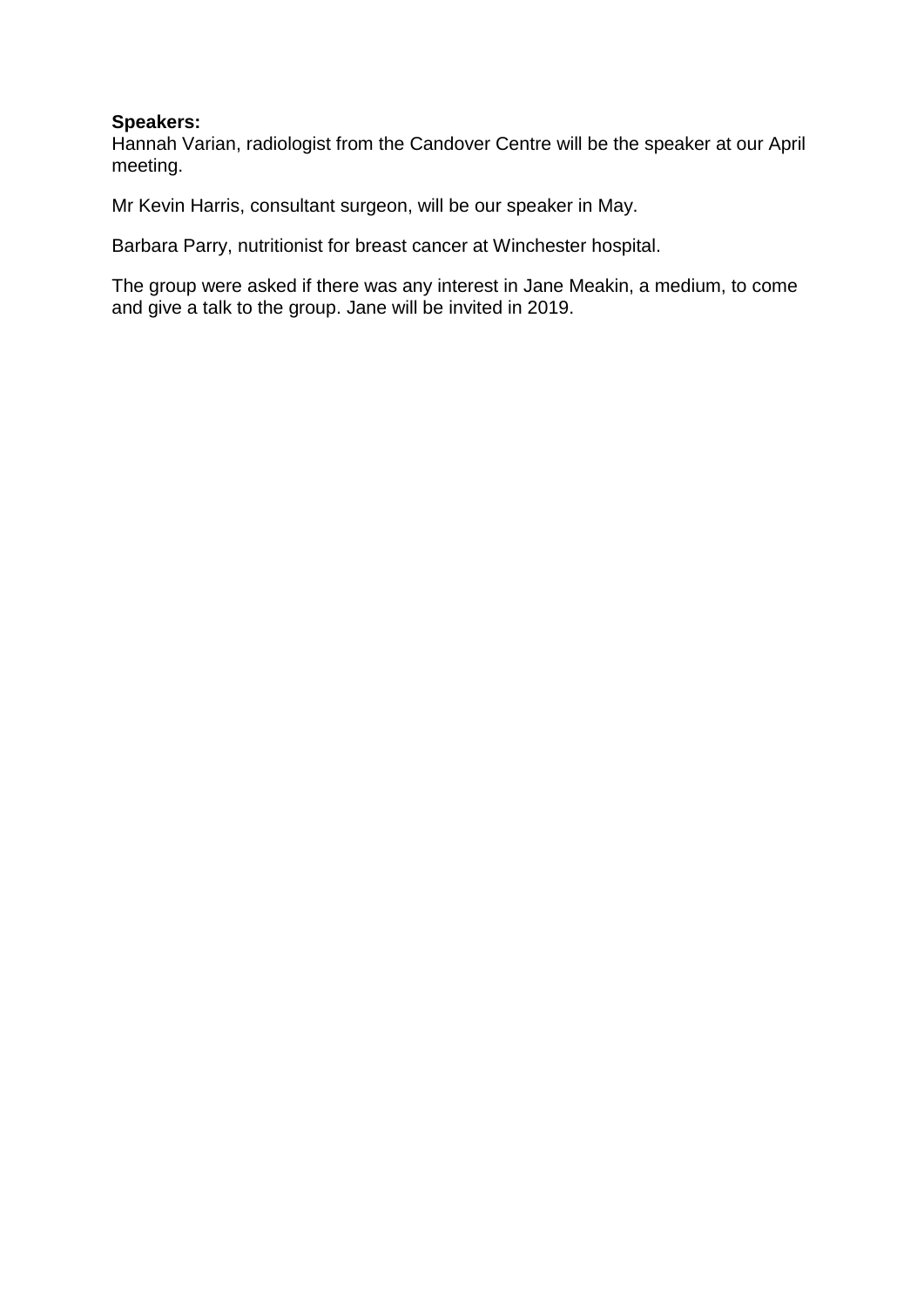**Speakers:**
Hannah Varian, radiologist from the Candover Centre will be the speaker at our April meeting.

Mr Kevin Harris, consultant surgeon, will be our speaker in May.

Barbara Parry, nutritionist for breast cancer at Winchester hospital.

The group were asked if there was any interest in Jane Meakin, a medium, to come and give a talk to the group. Jane will be invited in 2019.